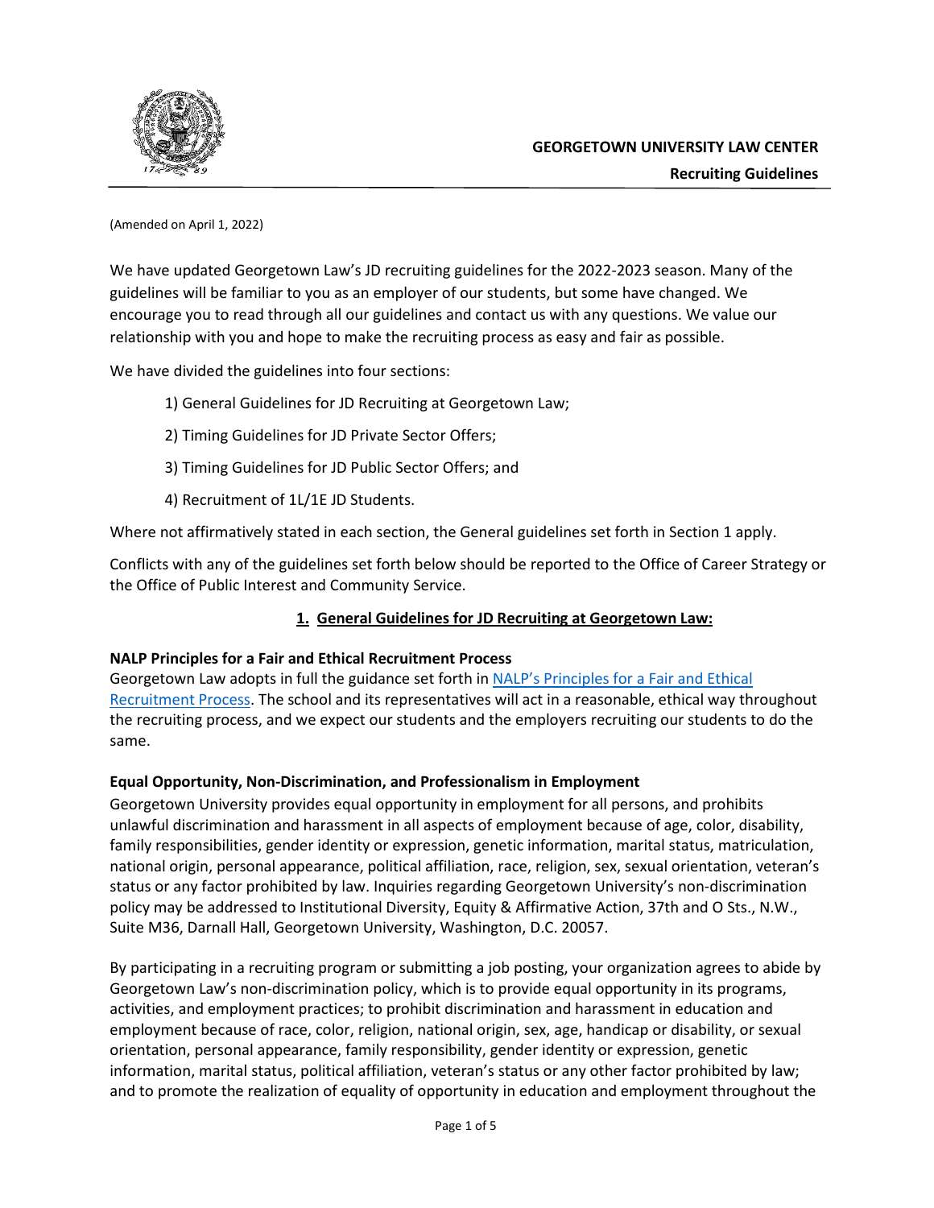**GEORGETOWN UNIVERSITY LAW CENTER**

**Recruiting Guidelines**

(Amended on April 1, 2022)

We have updated Georgetown Law's JD recruiting guidelines for the 2022-2023 season. Many of the guidelines will be familiar to you as an employer of our students, but some have changed. We encourage you to read through all our guidelines and contact us with any questions. We value our relationship with you and hope to make the recruiting process as easy and fair as possible.

We have divided the guidelines into four sections:

1) General Guidelines for JD Recruiting at Georgetown Law;

2) Timing Guidelines for JD Private Sector Offers;

3) Timing Guidelines for JD Public Sector Offers; and

4) Recruitment of 1L/1E JD Students.

Where not affirmatively stated in each section, the General guidelines set forth in Section 1 apply.

Conflicts with any of the guidelines set forth below should be reported to the Office of Career Strategy or the Office of Public Interest and Community Service.

## 1. General Guidelines for JD Recruiting at Georgetown Law:

**NALP Principles for a Fair and Ethical Recruitment Process**

Georgetown Law adopts in full the guidance set forth in NALP's Principles for a Fair and Ethical Recruitment Process. The school and its representatives will act in a reasonable, ethical way throughout the recruiting process, and we expect our students and the employers recruiting our students to do the same.

**Equal Opportunity, Non-Discrimination, and Professionalism in Employment**

Georgetown University provides equal opportunity in employment for all persons, and prohibits unlawful discrimination and harassment in all aspects of employment because of age, color, disability, family responsibilities, gender identity or expression, genetic information, marital status, matriculation, national origin, personal appearance, political affiliation, race, religion, sex, sexual orientation, veteran's status or any factor prohibited by law. Inquiries regarding Georgetown University's non-discrimination policy may be addressed to Institutional Diversity, Equity & Affirmative Action, 37th and O Sts., N.W., Suite M36, Darnall Hall, Georgetown University, Washington, D.C. 20057.

By participating in a recruiting program or submitting a job posting, your organization agrees to abide by Georgetown Law's non-discrimination policy, which is to provide equal opportunity in its programs, activities, and employment practices; to prohibit discrimination and harassment in education and employment because of race, color, religion, national origin, sex, age, handicap or disability, or sexual orientation, personal appearance, family responsibility, gender identity or expression, genetic information, marital status, political affiliation, veteran's status or any other factor prohibited by law; and to promote the realization of equality of opportunity in education and employment throughout the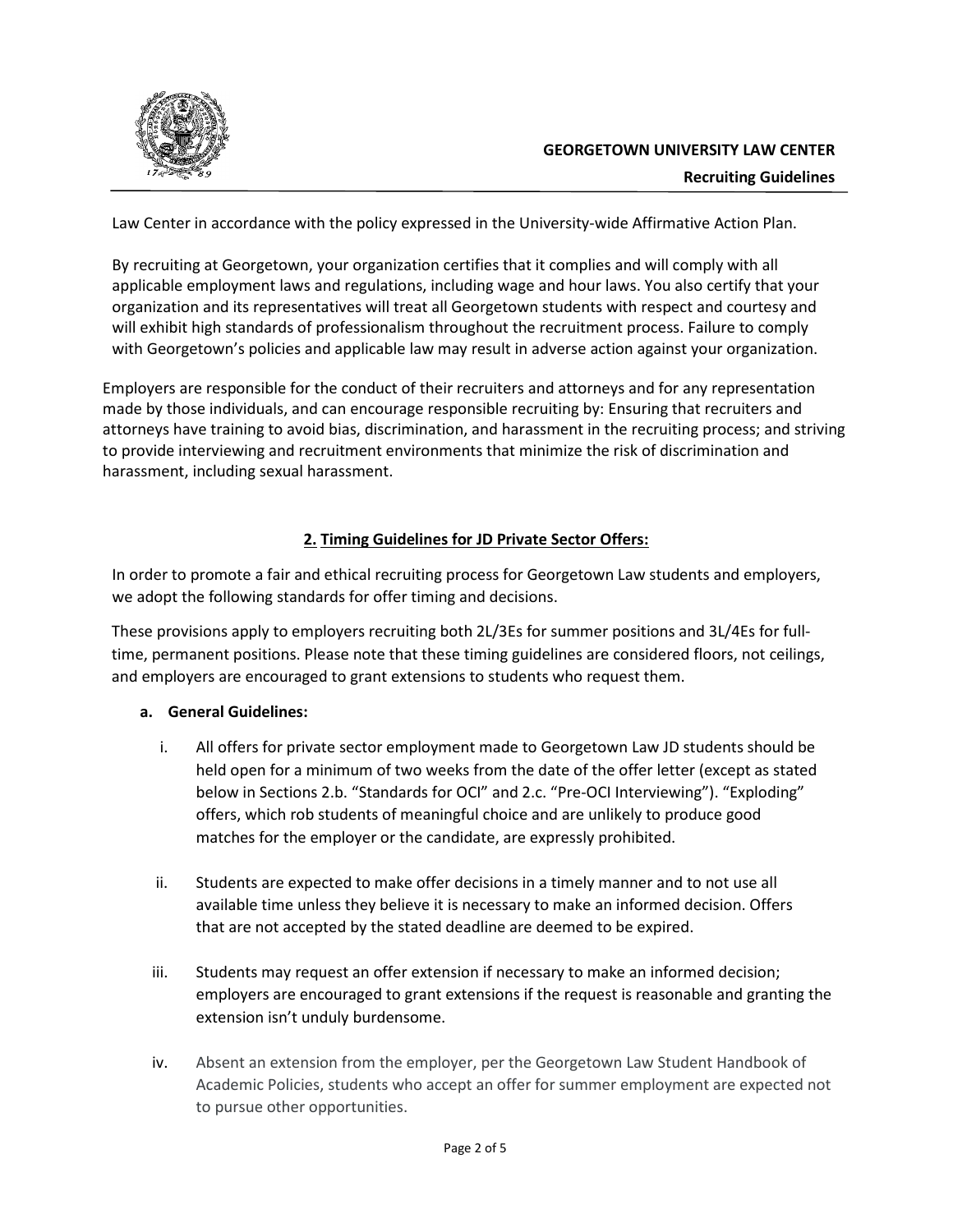Law Center in accordance with the policy expressed in the University-wide Affirmative Action Plan.

By recruiting at Georgetown, your organization certifies that it complies and will comply with all applicable employment laws and regulations, including wage and hour laws. You also certify that your organization and its representatives will treat all Georgetown students with respect and courtesy and will exhibit high standards of professionalism throughout the recruitment process. Failure to comply with Georgetown's policies and applicable law may result in adverse action against your organization.

Employers are responsible for the conduct of their recruiters and attorneys and for any representation made by those individuals, and can encourage responsible recruiting by: Ensuring that recruiters and attorneys have training to avoid bias, discrimination, and harassment in the recruiting process; and striving to provide interviewing and recruitment environments that minimize the risk of discrimination and harassment, including sexual harassment.

## 2. Timing Guidelines for JD Private Sector Offers:

In order to promote a fair and ethical recruiting process for Georgetown Law students and employers, we adopt the following standards for offer timing and decisions.

These provisions apply to employers recruiting both 2L/3Es for summer positions and 3L/4Es for full-time, permanent positions. Please note that these timing guidelines are considered floors, not ceilings, and employers are encouraged to grant extensions to students who request them.

### a. General Guidelines:

i. All offers for private sector employment made to Georgetown Law JD students should be held open for a minimum of two weeks from the date of the offer letter (except as stated below in Sections 2.b. "Standards for OCI" and 2.c. "Pre-OCI Interviewing"). "Exploding" offers, which rob students of meaningful choice and are unlikely to produce good matches for the employer or the candidate, are expressly prohibited.

ii. Students are expected to make offer decisions in a timely manner and to not use all available time unless they believe it is necessary to make an informed decision. Offers that are not accepted by the stated deadline are deemed to be expired.

iii. Students may request an offer extension if necessary to make an informed decision; employers are encouraged to grant extensions if the request is reasonable and granting the extension isn't unduly burdensome.

iv. Absent an extension from the employer, per the Georgetown Law Student Handbook of Academic Policies, students who accept an offer for summer employment are expected not to pursue other opportunities.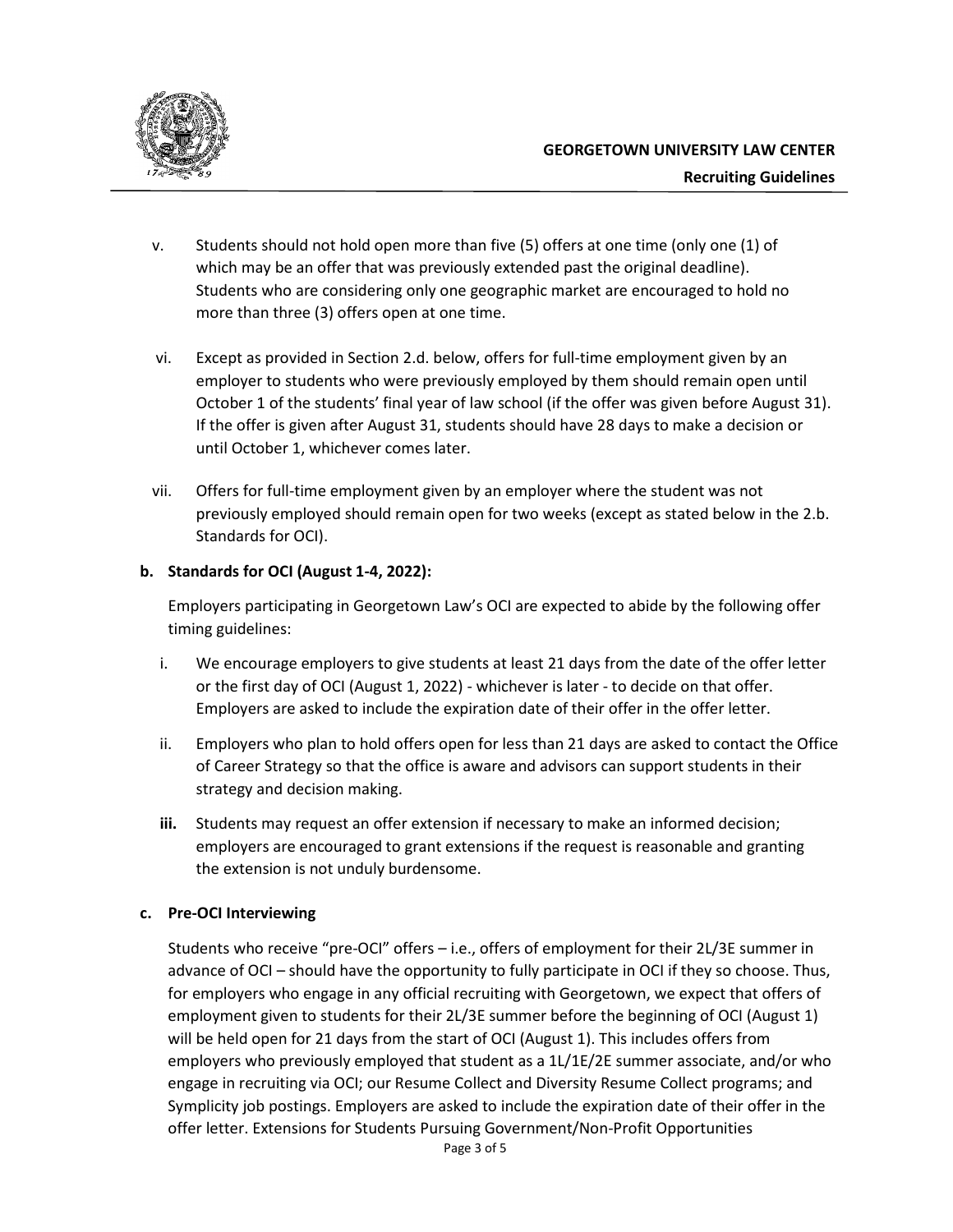v. Students should not hold open more than five (5) offers at one time (only one (1) of which may be an offer that was previously extended past the original deadline). Students who are considering only one geographic market are encouraged to hold no more than three (3) offers open at one time.

vi. Except as provided in Section 2.d. below, offers for full-time employment given by an employer to students who were previously employed by them should remain open until October 1 of the students' final year of law school (if the offer was given before August 31). If the offer is given after August 31, students should have 28 days to make a decision or until October 1, whichever comes later.

vii. Offers for full-time employment given by an employer where the student was not previously employed should remain open for two weeks (except as stated below in the 2.b. Standards for OCI).

**b. Standards for OCI (August 1-4, 2022):**

Employers participating in Georgetown Law's OCI are expected to abide by the following offer timing guidelines:

i. We encourage employers to give students at least 21 days from the date of the offer letter or the first day of OCI (August 1, 2022) - whichever is later - to decide on that offer. Employers are asked to include the expiration date of their offer in the offer letter.

ii. Employers who plan to hold offers open for less than 21 days are asked to contact the Office of Career Strategy so that the office is aware and advisors can support students in their strategy and decision making.

**iii.** Students may request an offer extension if necessary to make an informed decision; employers are encouraged to grant extensions if the request is reasonable and granting the extension is not unduly burdensome.

**c. Pre-OCI Interviewing**

Students who receive "pre-OCI" offers – i.e., offers of employment for their 2L/3E summer in advance of OCI – should have the opportunity to fully participate in OCI if they so choose. Thus, for employers who engage in any official recruiting with Georgetown, we expect that offers of employment given to students for their 2L/3E summer before the beginning of OCI (August 1) will be held open for 21 days from the start of OCI (August 1). This includes offers from employers who previously employed that student as a 1L/1E/2E summer associate, and/or who engage in recruiting via OCI; our Resume Collect and Diversity Resume Collect programs; and Symplicity job postings. Employers are asked to include the expiration date of their offer in the offer letter. Extensions for Students Pursuing Government/Non-Profit Opportunities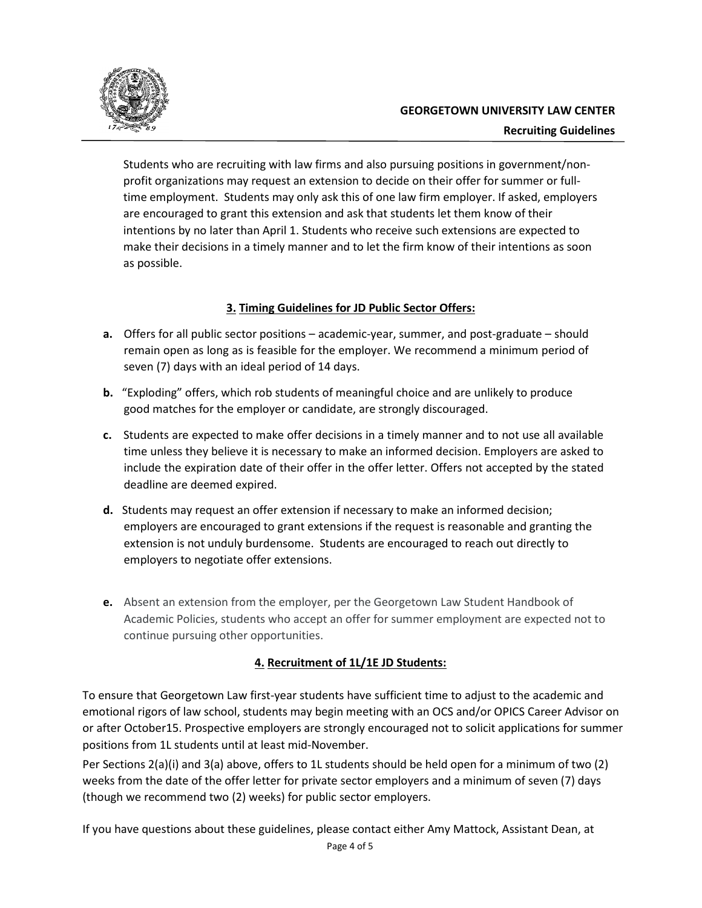Students who are recruiting with law firms and also pursuing positions in government/non-profit organizations may request an extension to decide on their offer for summer or full-time employment. Students may only ask this of one law firm employer. If asked, employers are encouraged to grant this extension and ask that students let them know of their intentions by no later than April 1. Students who receive such extensions are expected to make their decisions in a timely manner and to let the firm know of their intentions as soon as possible.

### **3. Timing Guidelines for JD Public Sector Offers:**

**a.** Offers for all public sector positions – academic-year, summer, and post-graduate – should remain open as long as is feasible for the employer. We recommend a minimum period of seven (7) days with an ideal period of 14 days.

**b.** "Exploding" offers, which rob students of meaningful choice and are unlikely to produce good matches for the employer or candidate, are strongly discouraged.

**c.** Students are expected to make offer decisions in a timely manner and to not use all available time unless they believe it is necessary to make an informed decision. Employers are asked to include the expiration date of their offer in the offer letter. Offers not accepted by the stated deadline are deemed expired.

**d.** Students may request an offer extension if necessary to make an informed decision; employers are encouraged to grant extensions if the request is reasonable and granting the extension is not unduly burdensome. Students are encouraged to reach out directly to employers to negotiate offer extensions.

**e.** Absent an extension from the employer, per the Georgetown Law Student Handbook of Academic Policies, students who accept an offer for summer employment are expected not to continue pursuing other opportunities.

### **4. Recruitment of 1L/1E JD Students:**

To ensure that Georgetown Law first-year students have sufficient time to adjust to the academic and emotional rigors of law school, students may begin meeting with an OCS and/or OPICS Career Advisor on or after October15. Prospective employers are strongly encouraged not to solicit applications for summer positions from 1L students until at least mid-November.

Per Sections 2(a)(i) and 3(a) above, offers to 1L students should be held open for a minimum of two (2) weeks from the date of the offer letter for private sector employers and a minimum of seven (7) days (though we recommend two (2) weeks) for public sector employers.

If you have questions about these guidelines, please contact either Amy Mattock, Assistant Dean, at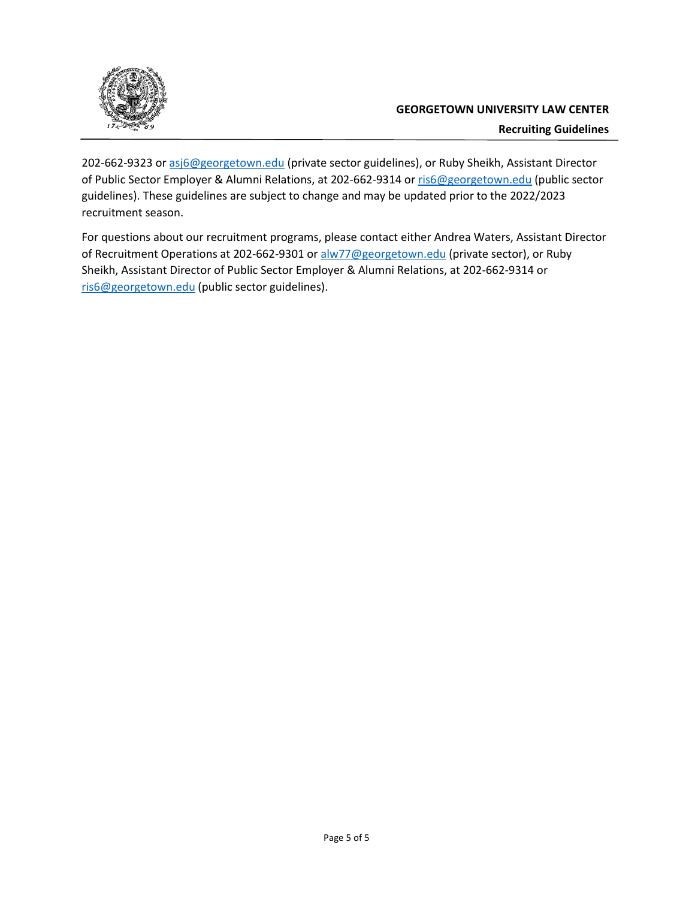202-662-9323 or asj6@georgetown.edu (private sector guidelines), or Ruby Sheikh, Assistant Director of Public Sector Employer & Alumni Relations, at 202-662-9314 or ris6@georgetown.edu (public sector guidelines). These guidelines are subject to change and may be updated prior to the 2022/2023 recruitment season.

For questions about our recruitment programs, please contact either Andrea Waters, Assistant Director of Recruitment Operations at 202-662-9301 or alw77@georgetown.edu (private sector), or Ruby Sheikh, Assistant Director of Public Sector Employer & Alumni Relations, at 202-662-9314 or ris6@georgetown.edu (public sector guidelines).